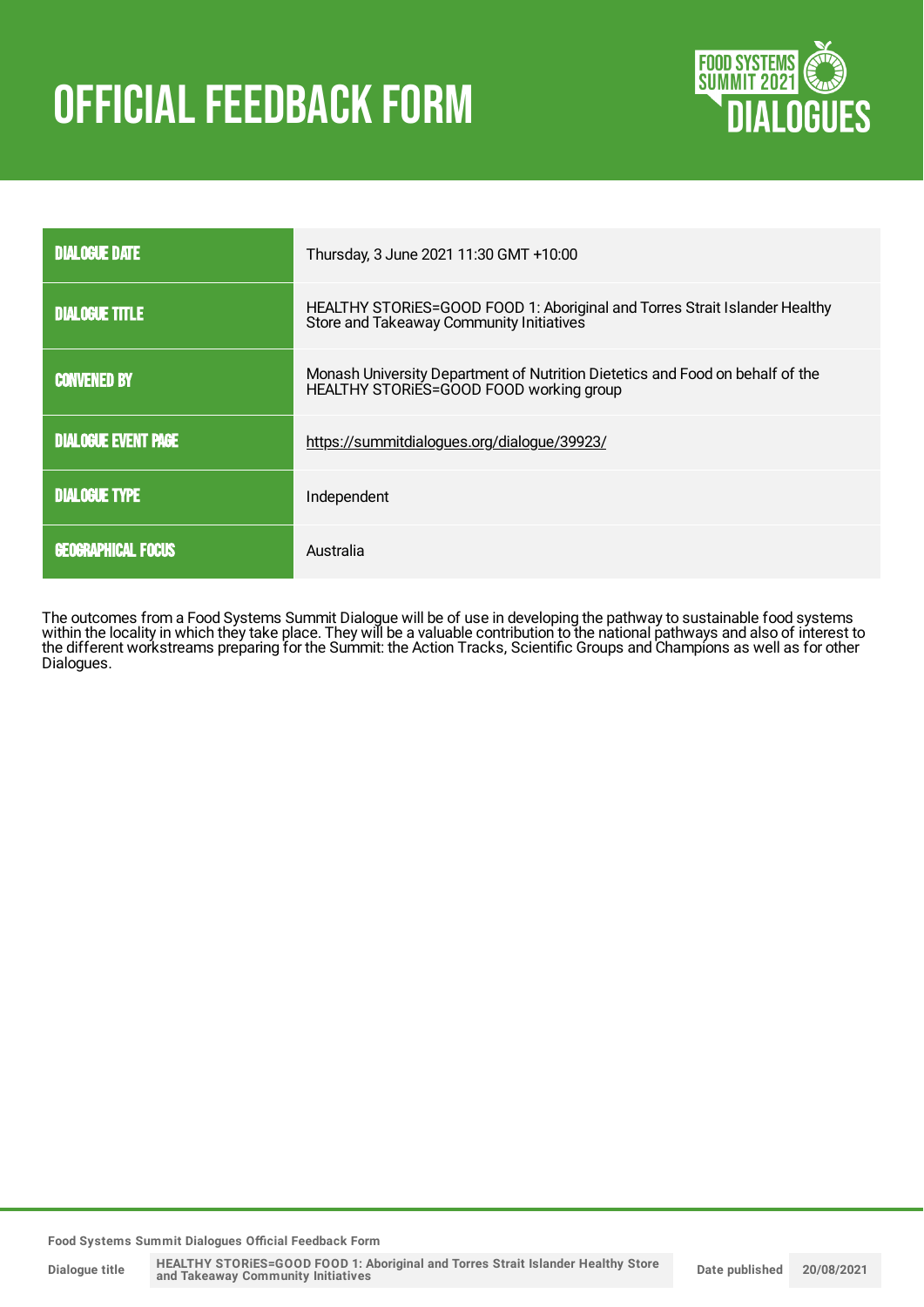# OFFICIAL FEEDBACK FORM

| | |
|---|---|
| DIALOGUE DATE | Thursday, 3 June 2021 11:30 GMT +10:00 |
| DIALOGUE TITLE | HEALTHY STORiES=GOOD FOOD 1: Aboriginal and Torres Strait Islander Healthy Store and Takeaway Community Initiatives |
| CONVENED BY | Monash University Department of Nutrition Dietetics and Food on behalf of the HEALTHY STORiES=GOOD FOOD working group |
| DIALOGUE EVENT PAGE | https://summitdialogues.org/dialogue/39923/ |
| DIALOGUE TYPE | Independent |
| GEOGRAPHICAL FOCUS | Australia |

The outcomes from a Food Systems Summit Dialogue will be of use in developing the pathway to sustainable food systems within the locality in which they take place. They will be a valuable contribution to the national pathways and also of interest to the different workstreams preparing for the Summit: the Action Tracks, Scientific Groups and Champions as well as for other Dialogues.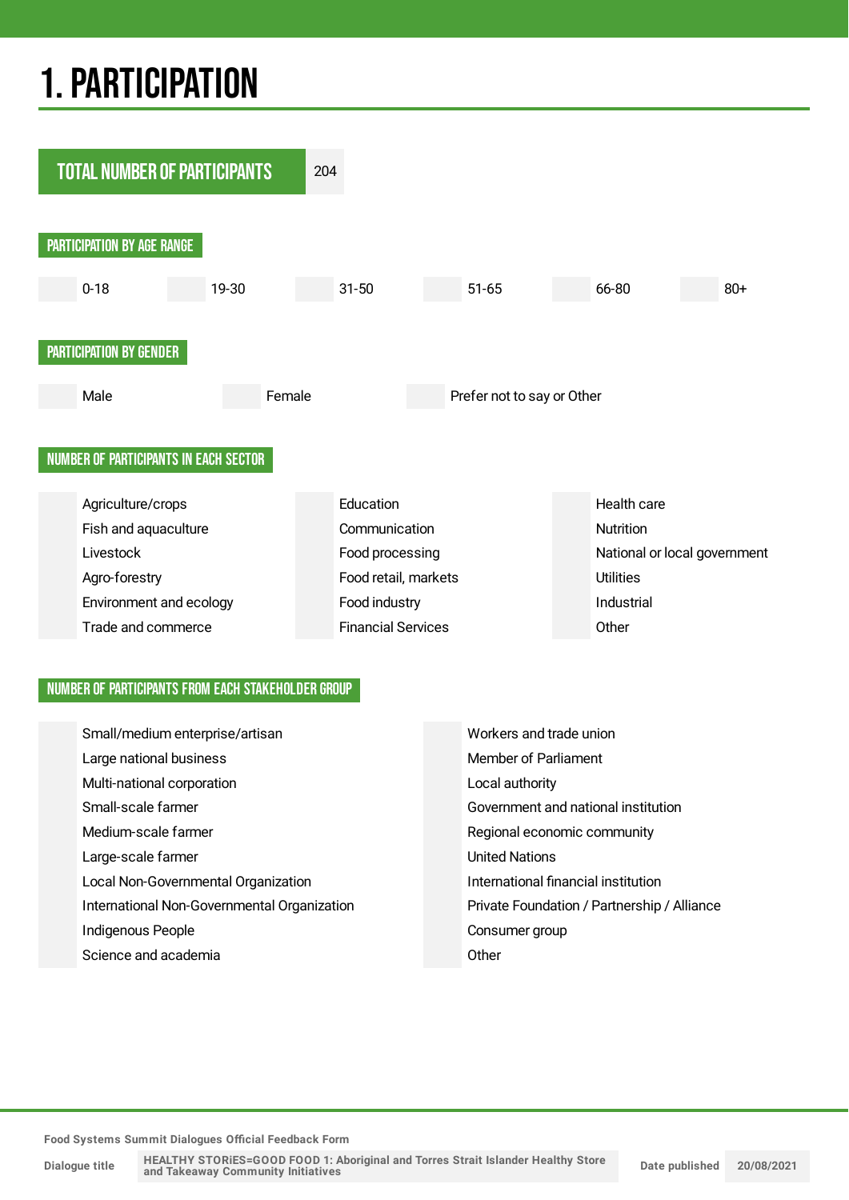# 1. PARTICIPATION

| TOTAL NUMBER OF PARTICIPANTS | 204 |
|---|---|

## PARTICIPATION BY AGE RANGE

| | 0-18 | | 19-30 | | 31-50 | | 51-65 | | 66-80 | | 80+ |
|---|---|---|---|---|---|---|---|---|---|---|---|

## PARTICIPATION BY GENDER

| | Male | | Female | | Prefer not to say or Other |
|---|---|---|---|---|---|

## NUMBER OF PARTICIPANTS IN EACH SECTOR

| | Sector | | Sector | | Sector |
|---|---|---|---|---|---|
| | Agriculture/crops | | Education | | Health care |
| | Fish and aquaculture | | Communication | | Nutrition |
| | Livestock | | Food processing | | National or local government |
| | Agro-forestry | | Food retail, markets | | Utilities |
| | Environment and ecology | | Food industry | | Industrial |
| | Trade and commerce | | Financial Services | | Other |

## NUMBER OF PARTICIPANTS FROM EACH STAKEHOLDER GROUP

| | Stakeholder group | | Stakeholder group |
|---|---|---|---|
| | Small/medium enterprise/artisan | | Workers and trade union |
| | Large national business | | Member of Parliament |
| | Multi-national corporation | | Local authority |
| | Small-scale farmer | | Government and national institution |
| | Medium-scale farmer | | Regional economic community |
| | Large-scale farmer | | United Nations |
| | Local Non-Governmental Organization | | International financial institution |
| | International Non-Governmental Organization | | Private Foundation / Partnership / Alliance |
| | Indigenous People | | Consumer group |
| | Science and academia | | Other |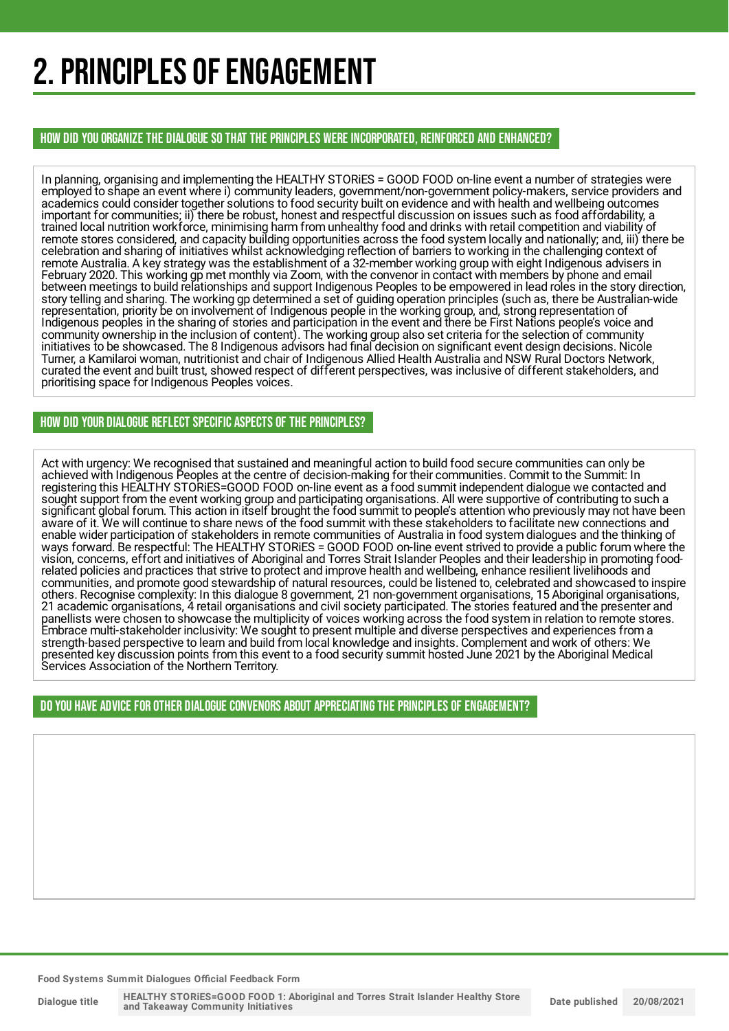# 2. PRINCIPLES OF ENGAGEMENT

## HOW DID YOU ORGANIZE THE DIALOGUE SO THAT THE PRINCIPLES WERE INCORPORATED, REINFORCED AND ENHANCED?

In planning, organising and implementing the HEALTHY STORiES = GOOD FOOD on-line event a number of strategies were employed to shape an event where i) community leaders, government/non-government policy-makers, service providers and academics could consider together solutions to food security built on evidence and with health and wellbeing outcomes important for communities; ii) there be robust, honest and respectful discussion on issues such as food affordability, a trained local nutrition workforce, minimising harm from unhealthy food and drinks with retail competition and viability of remote stores considered, and capacity building opportunities across the food system locally and nationally; and, iii) there be celebration and sharing of initiatives whilst acknowledging reflection of barriers to working in the challenging context of remote Australia. A key strategy was the establishment of a 32-member working group with eight Indigenous advisers in February 2020. This working gp met monthly via Zoom, with the convenor in contact with members by phone and email between meetings to build relationships and support Indigenous Peoples to be empowered in lead roles in the story direction, story telling and sharing. The working gp determined a set of guiding operation principles (such as, there be Australian-wide representation, priority be on involvement of Indigenous people in the working group, and, strong representation of Indigenous peoples in the sharing of stories and participation in the event and there be First Nations people's voice and community ownership in the inclusion of content). The working group also set criteria for the selection of community initiatives to be showcased. The 8 Indigenous advisors had final decision on significant event design decisions. Nicole Turner, a Kamilaroi woman, nutritionist and chair of Indigenous Allied Health Australia and NSW Rural Doctors Network, curated the event and built trust, showed respect of different perspectives, was inclusive of different stakeholders, and prioritising space for Indigenous Peoples voices.

## HOW DID YOUR DIALOGUE REFLECT SPECIFIC ASPECTS OF THE PRINCIPLES?

Act with urgency: We recognised that sustained and meaningful action to build food secure communities can only be achieved with Indigenous Peoples at the centre of decision-making for their communities. Commit to the Summit: In registering this HEALTHY STORiES=GOOD FOOD on-line event as a food summit independent dialogue we contacted and sought support from the event working group and participating organisations. All were supportive of contributing to such a significant global forum. This action in itself brought the food summit to people's attention who previously may not have been aware of it. We will continue to share news of the food summit with these stakeholders to facilitate new connections and enable wider participation of stakeholders in remote communities of Australia in food system dialogues and the thinking of ways forward. Be respectful: The HEALTHY STORiES = GOOD FOOD on-line event strived to provide a public forum where the vision, concerns, effort and initiatives of Aboriginal and Torres Strait Islander Peoples and their leadership in promoting food-related policies and practices that strive to protect and improve health and wellbeing, enhance resilient livelihoods and communities, and promote good stewardship of natural resources, could be listened to, celebrated and showcased to inspire others. Recognise complexity: In this dialogue 8 government, 21 non-government organisations, 15 Aboriginal organisations, 21 academic organisations, 4 retail organisations and civil society participated. The stories featured and the presenter and panellists were chosen to showcase the multiplicity of voices working across the food system in relation to remote stores. Embrace multi-stakeholder inclusivity: We sought to present multiple and diverse perspectives and experiences from a strength-based perspective to learn and build from local knowledge and insights. Complement and work of others: We presented key discussion points from this event to a food security summit hosted June 2021 by the Aboriginal Medical Services Association of the Northern Territory.

## DO YOU HAVE ADVICE FOR OTHER DIALOGUE CONVENORS ABOUT APPRECIATING THE PRINCIPLES OF ENGAGEMENT?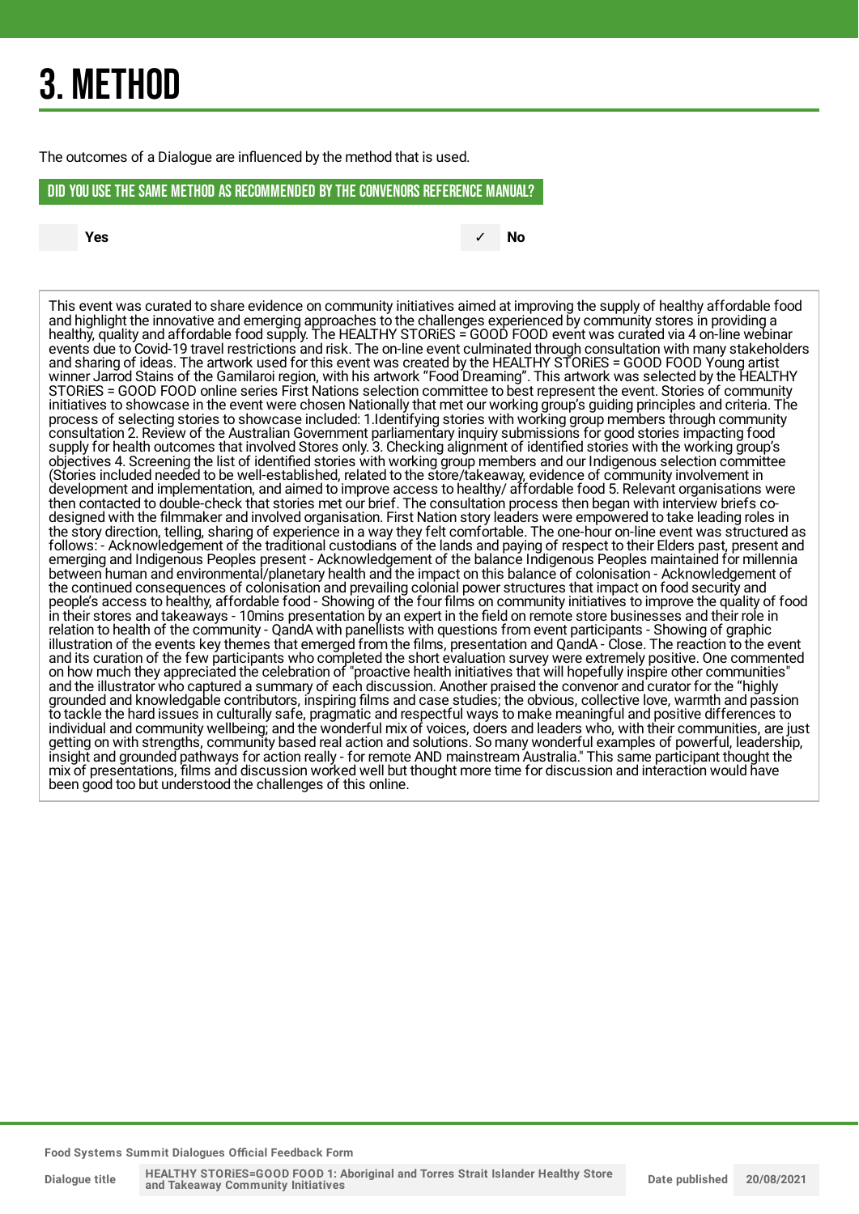# 3. METHOD

The outcomes of a Dialogue are influenced by the method that is used.

## DID YOU USE THE SAME METHOD AS RECOMMENDED BY THE CONVENORS REFERENCE MANUAL?

| | Yes | ✓ | No |
|---|---|---|---|

This event was curated to share evidence on community initiatives aimed at improving the supply of healthy affordable food and highlight the innovative and emerging approaches to the challenges experienced by community stores in providing a healthy, quality and affordable food supply. The HEALTHY STORiES = GOOD FOOD event was curated via 4 on-line webinar events due to Covid-19 travel restrictions and risk. The on-line event culminated through consultation with many stakeholders and sharing of ideas. The artwork used for this event was created by the HEALTHY STORiES = GOOD FOOD Young artist winner Jarrod Stains of the Gamilaroi region, with his artwork "Food Dreaming". This artwork was selected by the HEALTHY STORiES = GOOD FOOD online series First Nations selection committee to best represent the event. Stories of community initiatives to showcase in the event were chosen Nationally that met our working group's guiding principles and criteria. The process of selecting stories to showcase included: 1.Identifying stories with working group members through community consultation 2. Review of the Australian Government parliamentary inquiry submissions for good stories impacting food supply for health outcomes that involved Stores only. 3. Checking alignment of identified stories with the working group's objectives 4. Screening the list of identified stories with working group members and our Indigenous selection committee (Stories included needed to be well-established, related to the store/takeaway, evidence of community involvement in development and implementation, and aimed to improve access to healthy/ affordable food 5. Relevant organisations were then contacted to double-check that stories met our brief. The consultation process then began with interview briefs co-designed with the filmmaker and involved organisation. First Nation story leaders were empowered to take leading roles in the story direction, telling, sharing of experience in a way they felt comfortable. The one-hour on-line event was structured as follows: - Acknowledgement of the traditional custodians of the lands and paying of respect to their Elders past, present and emerging and Indigenous Peoples present - Acknowledgement of the balance Indigenous Peoples maintained for millennia between human and environmental/planetary health and the impact on this balance of colonisation - Acknowledgement of the continued consequences of colonisation and prevailing colonial power structures that impact on food security and people's access to healthy, affordable food - Showing of the four films on community initiatives to improve the quality of food in their stores and takeaways - 10mins presentation by an expert in the field on remote store businesses and their role in relation to health of the community - QandA with panellists with questions from event participants - Showing of graphic illustration of the events key themes that emerged from the films, presentation and QandA - Close. The reaction to the event and its curation of the few participants who completed the short evaluation survey were extremely positive. One commented on how much they appreciated the celebration of "proactive health initiatives that will hopefully inspire other communities" and the illustrator who captured a summary of each discussion. Another praised the convenor and curator for the "highly grounded and knowledgable contributors, inspiring films and case studies; the obvious, collective love, warmth and passion to tackle the hard issues in culturally safe, pragmatic and respectful ways to make meaningful and positive differences to individual and community wellbeing; and the wonderful mix of voices, doers and leaders who, with their communities, are just getting on with strengths, community based real action and solutions. So many wonderful examples of powerful, leadership, insight and grounded pathways for action really - for remote AND mainstream Australia." This same participant thought the mix of presentations, films and discussion worked well but thought more time for discussion and interaction would have been good too but understood the challenges of this online.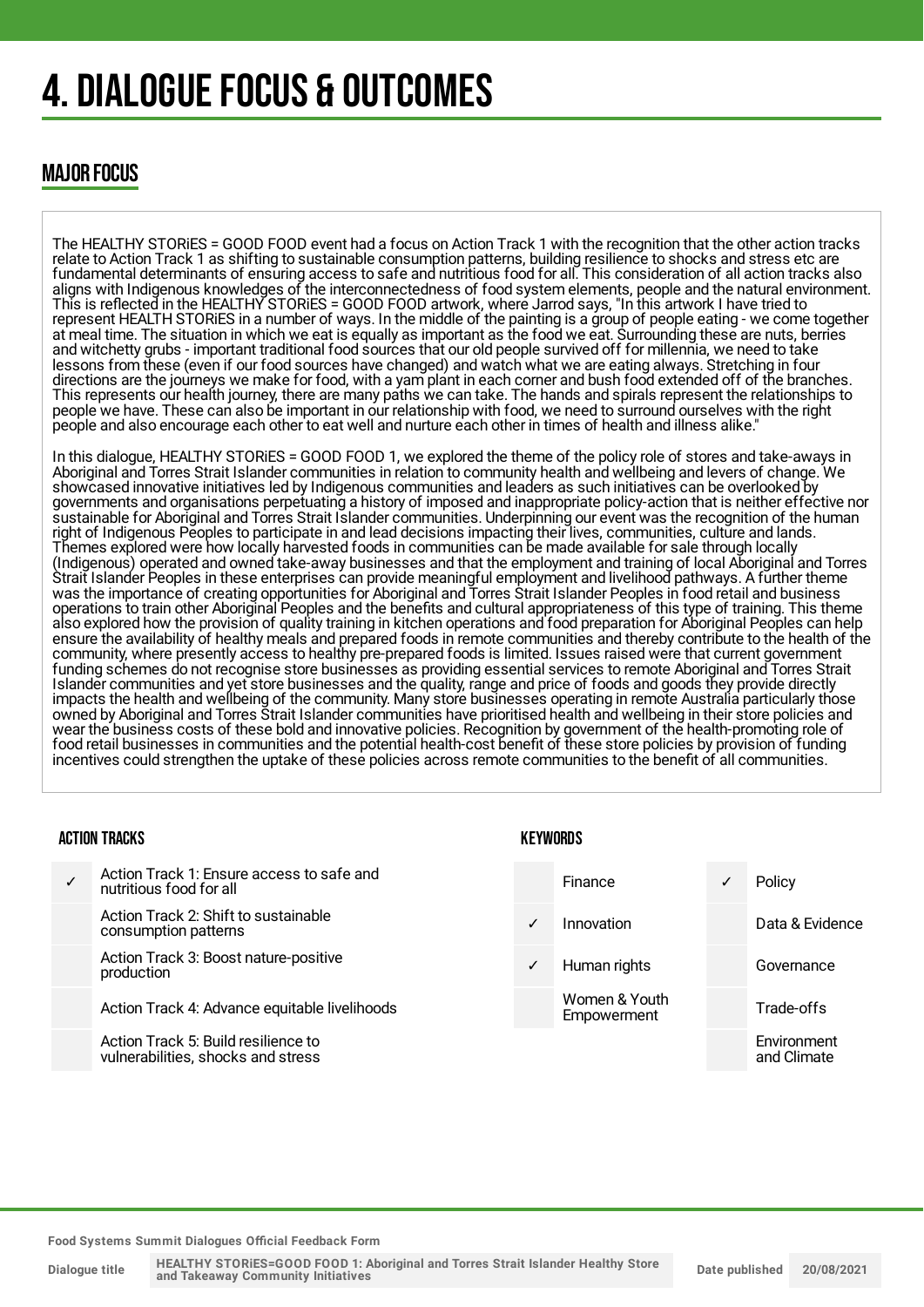# 4. DIALOGUE FOCUS & OUTCOMES

## MAJOR FOCUS

The HEALTHY STORiES = GOOD FOOD event had a focus on Action Track 1 with the recognition that the other action tracks relate to Action Track 1 as shifting to sustainable consumption patterns, building resilience to shocks and stress etc are fundamental determinants of ensuring access to safe and nutritious food for all. This consideration of all action tracks also aligns with Indigenous knowledges of the interconnectedness of food system elements, people and the natural environment. This is reflected in the HEALTHY STORiES = GOOD FOOD artwork, where Jarrod says, "In this artwork I have tried to represent HEALTH STORiES in a number of ways. In the middle of the painting is a group of people eating - we come together at meal time. The situation in which we eat is equally as important as the food we eat. Surrounding these are nuts, berries and witchetty grubs - important traditional food sources that our old people survived off for millennia, we need to take lessons from these (even if our food sources have changed) and watch what we are eating always. Stretching in four directions are the journeys we make for food, with a yam plant in each corner and bush food extended off of the branches. This represents our health journey, there are many paths we can take. The hands and spirals represent the relationships to people we have. These can also be important in our relationship with food, we need to surround ourselves with the right people and also encourage each other to eat well and nurture each other in times of health and illness alike."

In this dialogue, HEALTHY STORiES = GOOD FOOD 1, we explored the theme of the policy role of stores and take-aways in Aboriginal and Torres Strait Islander communities in relation to community health and wellbeing and levers of change. We showcased innovative initiatives led by Indigenous communities and leaders as such initiatives can be overlooked by governments and organisations perpetuating a history of imposed and inappropriate policy-action that is neither effective nor sustainable for Aboriginal and Torres Strait Islander communities. Underpinning our event was the recognition of the human right of Indigenous Peoples to participate in and lead decisions impacting their lives, communities, culture and lands. Themes explored were how locally harvested foods in communities can be made available for sale through locally (Indigenous) operated and owned take-away businesses and that the employment and training of local Aboriginal and Torres Strait Islander Peoples in these enterprises can provide meaningful employment and livelihood pathways. A further theme was the importance of creating opportunities for Aboriginal and Torres Strait Islander Peoples in food retail and business operations to train other Aboriginal Peoples and the benefits and cultural appropriateness of this type of training. This theme also explored how the provision of quality training in kitchen operations and food preparation for Aboriginal Peoples can help ensure the availability of healthy meals and prepared foods in remote communities and thereby contribute to the health of the community, where presently access to healthy pre-prepared foods is limited. Issues raised were that current government funding schemes do not recognise store businesses as providing essential services to remote Aboriginal and Torres Strait Islander communities and yet store businesses and the quality, range and price of foods and goods they provide directly impacts the health and wellbeing of the community. Many store businesses operating in remote Australia particularly those owned by Aboriginal and Torres Strait Islander communities have prioritised health and wellbeing in their store policies and wear the business costs of these bold and innovative policies. Recognition by government of the health-promoting role of food retail businesses in communities and the potential health-cost benefit of these store policies by provision of funding incentives could strengthen the uptake of these policies across remote communities to the benefit of all communities.

### ACTION TRACKS

| | |
|---|---|
| ✓ | Action Track 1: Ensure access to safe and nutritious food for all |
| | Action Track 2: Shift to sustainable consumption patterns |
| | Action Track 3: Boost nature-positive production |
| | Action Track 4: Advance equitable livelihoods |
| | Action Track 5: Build resilience to vulnerabilities, shocks and stress |

### KEYWORDS

| | | | |
|---|---|---|---|
| | Finance | ✓ | Policy |
| ✓ | Innovation | | Data & Evidence |
| ✓ | Human rights | | Governance |
| | Women & Youth Empowerment | | Trade-offs |
| | | | Environment and Climate |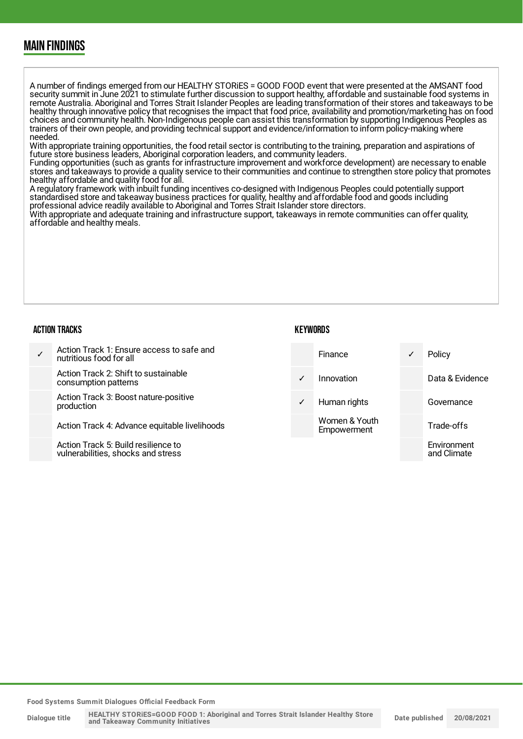## MAIN FINDINGS

A number of findings emerged from our HEALTHY STORiES = GOOD FOOD event that were presented at the AMSANT food security summit in June 2021 to stimulate further discussion to support healthy, affordable and sustainable food systems in remote Australia. Aboriginal and Torres Strait Islander Peoples are leading transformation of their stores and takeaways to be healthy through innovative policy that recognises the impact that food price, availability and promotion/marketing has on food choices and community health. Non-Indigenous people can assist this transformation by supporting Indigenous Peoples as trainers of their own people, and providing technical support and evidence/information to inform policy-making where needed.
With appropriate training opportunities, the food retail sector is contributing to the training, preparation and aspirations of future store business leaders, Aboriginal corporation leaders, and community leaders.
Funding opportunities (such as grants for infrastructure improvement and workforce development) are necessary to enable stores and takeaways to provide a quality service to their communities and continue to strengthen store policy that promotes healthy affordable and quality food for all.
A regulatory framework with inbuilt funding incentives co-designed with Indigenous Peoples could potentially support standardised store and takeaway business practices for quality, healthy and affordable food and goods including professional advice readily available to Aboriginal and Torres Strait Islander store directors.
With appropriate and adequate training and infrastructure support, takeaways in remote communities can offer quality, affordable and healthy meals.

### ACTION TRACKS

| | |
|---|---|
| ✓ | Action Track 1: Ensure access to safe and nutritious food for all |
| | Action Track 2: Shift to sustainable consumption patterns |
| | Action Track 3: Boost nature-positive production |
| | Action Track 4: Advance equitable livelihoods |
| | Action Track 5: Build resilience to vulnerabilities, shocks and stress |

### KEYWORDS

| | | | |
|---|---|---|---|
| | Finance | ✓ | Policy |
| ✓ | Innovation | | Data & Evidence |
| ✓ | Human rights | | Governance |
| | Women & Youth Empowerment | | Trade-offs |
| | | | Environment and Climate |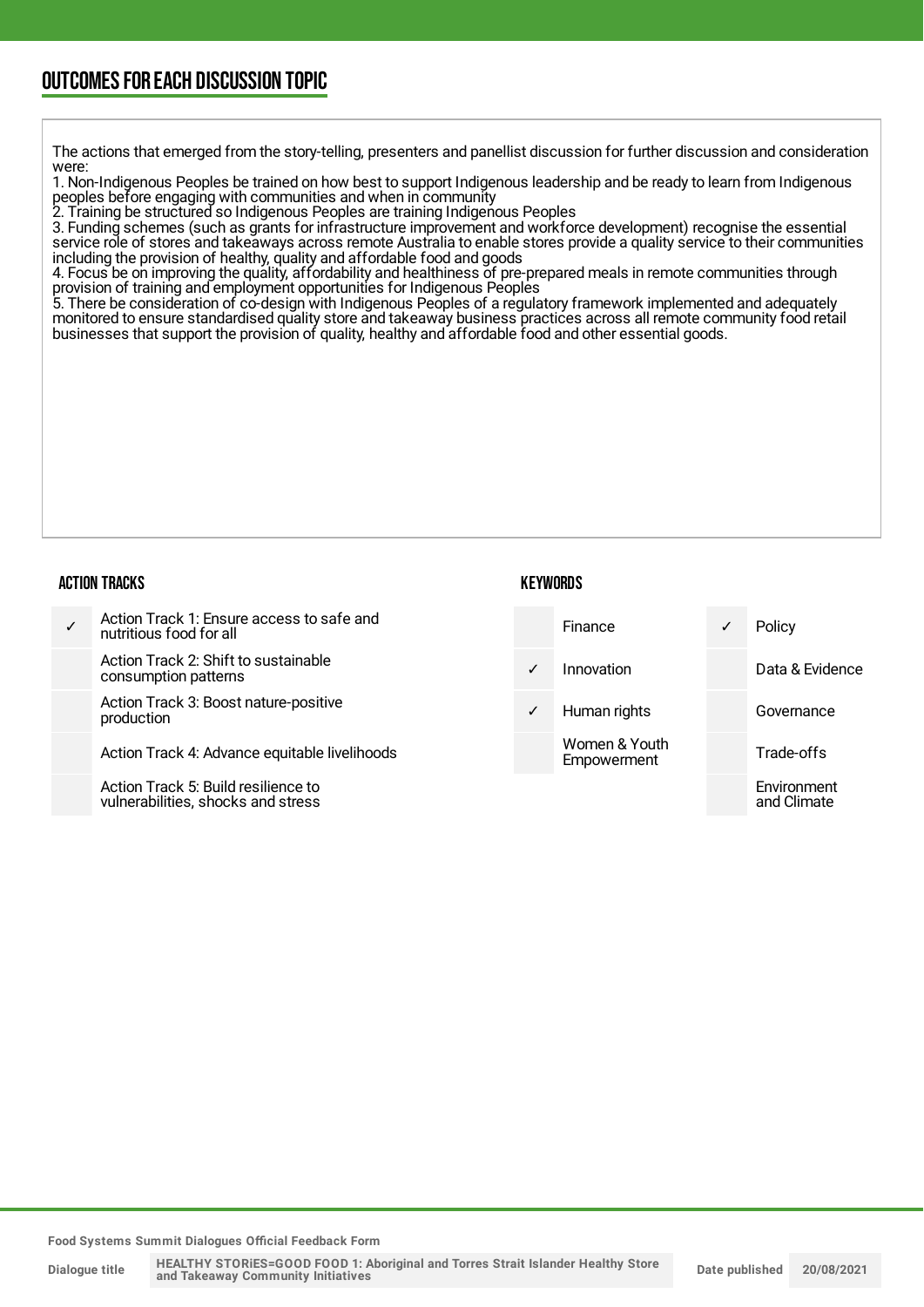## OUTCOMES FOR EACH DISCUSSION TOPIC

The actions that emerged from the story-telling, presenters and panellist discussion for further discussion and consideration were:

1. Non-Indigenous Peoples be trained on how best to support Indigenous leadership and be ready to learn from Indigenous peoples before engaging with communities and when in community
2. Training be structured so Indigenous Peoples are training Indigenous Peoples
3. Funding schemes (such as grants for infrastructure improvement and workforce development) recognise the essential service role of stores and takeaways across remote Australia to enable stores provide a quality service to their communities including the provision of healthy, quality and affordable food and goods
4. Focus be on improving the quality, affordability and healthiness of pre-prepared meals in remote communities through provision of training and employment opportunities for Indigenous Peoples
5. There be consideration of co-design with Indigenous Peoples of a regulatory framework implemented and adequately monitored to ensure standardised quality store and takeaway business practices across all remote community food retail businesses that support the provision of quality, healthy and affordable food and other essential goods.

### ACTION TRACKS

| | |
|---|---|
| ✓ | Action Track 1: Ensure access to safe and nutritious food for all |
| | Action Track 2: Shift to sustainable consumption patterns |
| | Action Track 3: Boost nature-positive production |
| | Action Track 4: Advance equitable livelihoods |
| | Action Track 5: Build resilience to vulnerabilities, shocks and stress |

### KEYWORDS

| | | | |
|---|---|---|---|
| | Finance | ✓ | Policy |
| ✓ | Innovation | | Data & Evidence |
| ✓ | Human rights | | Governance |
| | Women & Youth Empowerment | | Trade-offs |
| | | | Environment and Climate |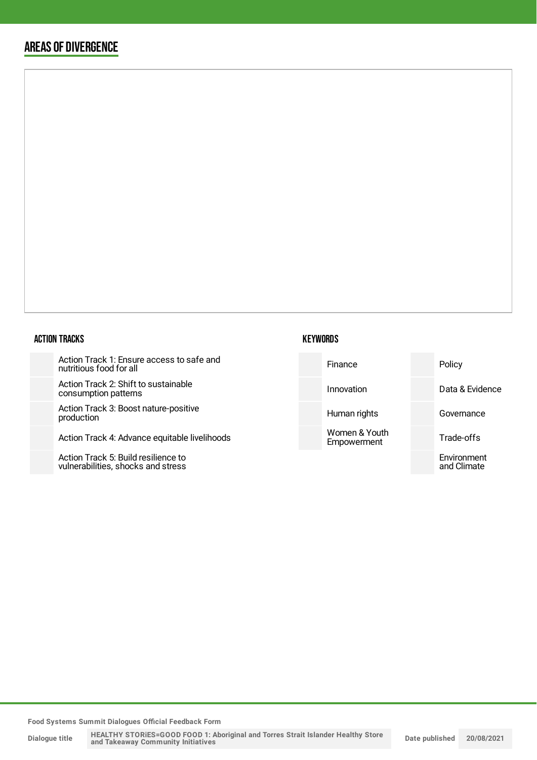## AREAS OF DIVERGENCE

### ACTION TRACKS

| | |
|---|---|
| | Action Track 1: Ensure access to safe and nutritious food for all |
| | Action Track 2: Shift to sustainable consumption patterns |
| | Action Track 3: Boost nature-positive production |
| | Action Track 4: Advance equitable livelihoods |
| | Action Track 5: Build resilience to vulnerabilities, shocks and stress |

### KEYWORDS

| | | | |
|---|---|---|---|
| | Finance | | Policy |
| | Innovation | | Data & Evidence |
| | Human rights | | Governance |
| | Women & Youth Empowerment | | Trade-offs |
| | | | Environment and Climate |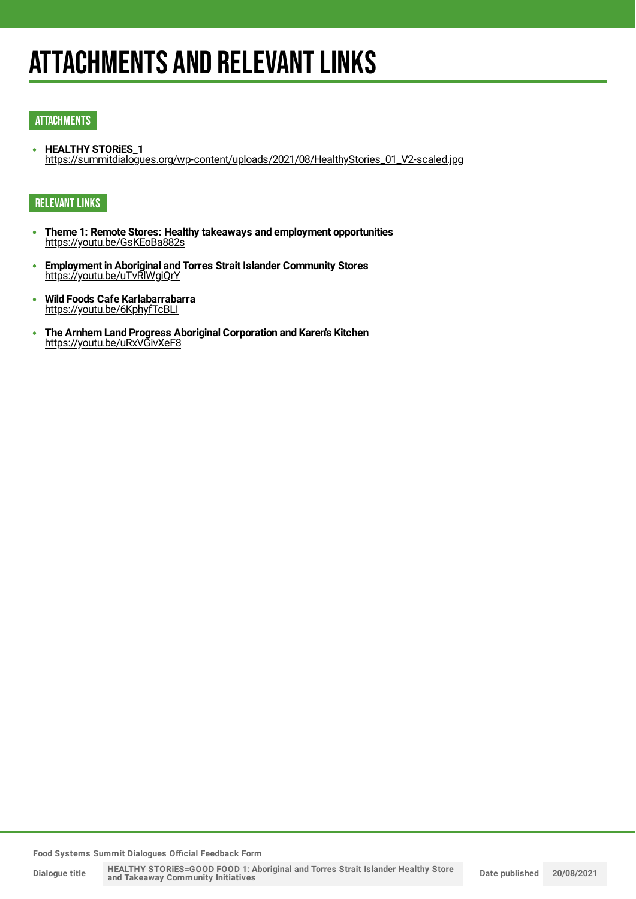# ATTACHMENTS AND RELEVANT LINKS

## ATTACHMENTS

- **HEALTHY STORiES_1**
  https://summitdialogues.org/wp-content/uploads/2021/08/HealthyStories_01_V2-scaled.jpg

## RELEVANT LINKS

- **Theme 1: Remote Stores: Healthy takeaways and employment opportunities**
  https://youtu.be/GsKEoBa882s

- **Employment in Aboriginal and Torres Strait Islander Community Stores**
  https://youtu.be/uTvRlWgiQrY

- **Wild Foods Cafe Karlabarrabarra**
  https://youtu.be/6KphyfTcBLI

- **The Arnhem Land Progress Aboriginal Corporation and Karen's Kitchen**
  https://youtu.be/uRxVGivXeF8